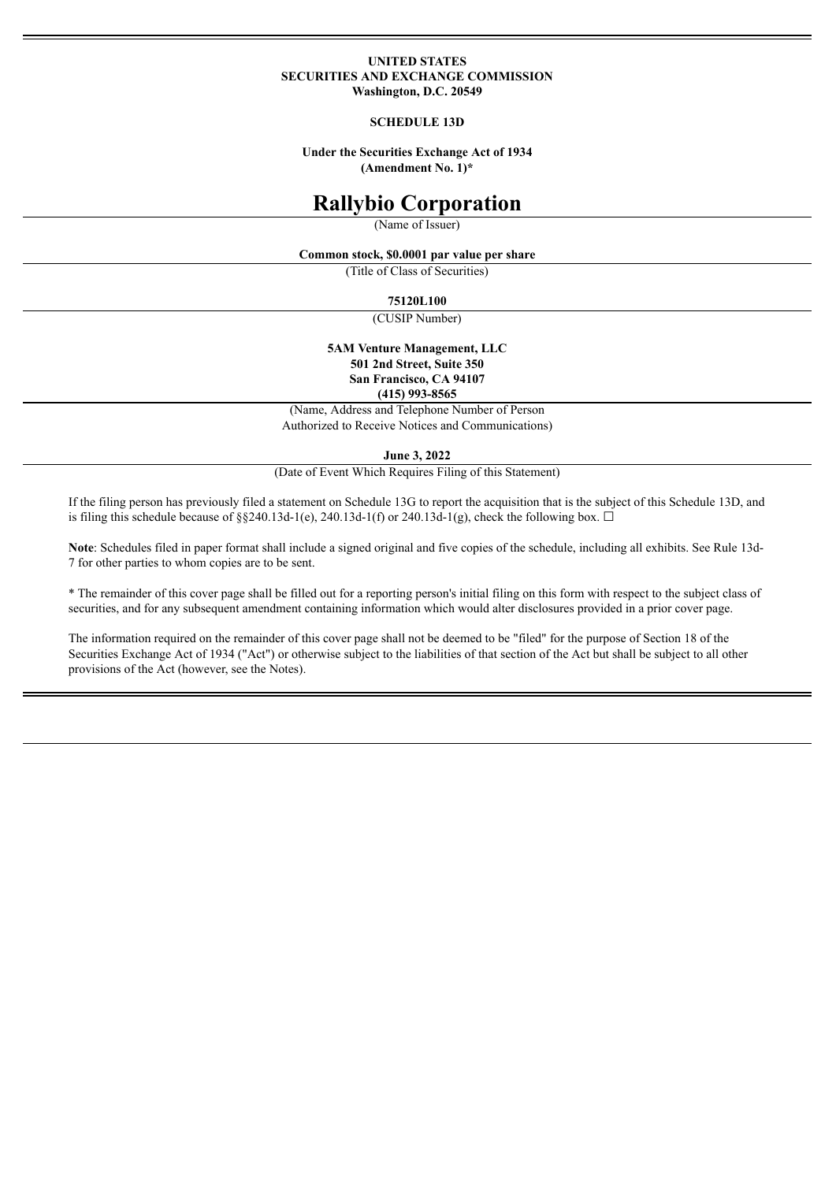**UNITED STATES**
**SECURITIES AND EXCHANGE COMMISSION**
**Washington, D.C. 20549**

**SCHEDULE 13D**

**Under the Securities Exchange Act of 1934**
**(Amendment No. 1)***

# Rallybio Corporation

(Name of Issuer)

**Common stock, $0.0001 par value per share**

(Title of Class of Securities)

**75120L100**

(CUSIP Number)

**5AM Venture Management, LLC**
**501 2nd Street, Suite 350**
**San Francisco, CA 94107**
**(415) 993-8565**

(Name, Address and Telephone Number of Person Authorized to Receive Notices and Communications)

**June 3, 2022**

(Date of Event Which Requires Filing of this Statement)

If the filing person has previously filed a statement on Schedule 13G to report the acquisition that is the subject of this Schedule 13D, and is filing this schedule because of §§240.13d-1(e), 240.13d-1(f) or 240.13d-1(g), check the following box. ☐

**Note**: Schedules filed in paper format shall include a signed original and five copies of the schedule, including all exhibits. See Rule 13d-7 for other parties to whom copies are to be sent.

* The remainder of this cover page shall be filled out for a reporting person's initial filing on this form with respect to the subject class of securities, and for any subsequent amendment containing information which would alter disclosures provided in a prior cover page.

The information required on the remainder of this cover page shall not be deemed to be "filed" for the purpose of Section 18 of the Securities Exchange Act of 1934 ("Act") or otherwise subject to the liabilities of that section of the Act but shall be subject to all other provisions of the Act (however, see the Notes).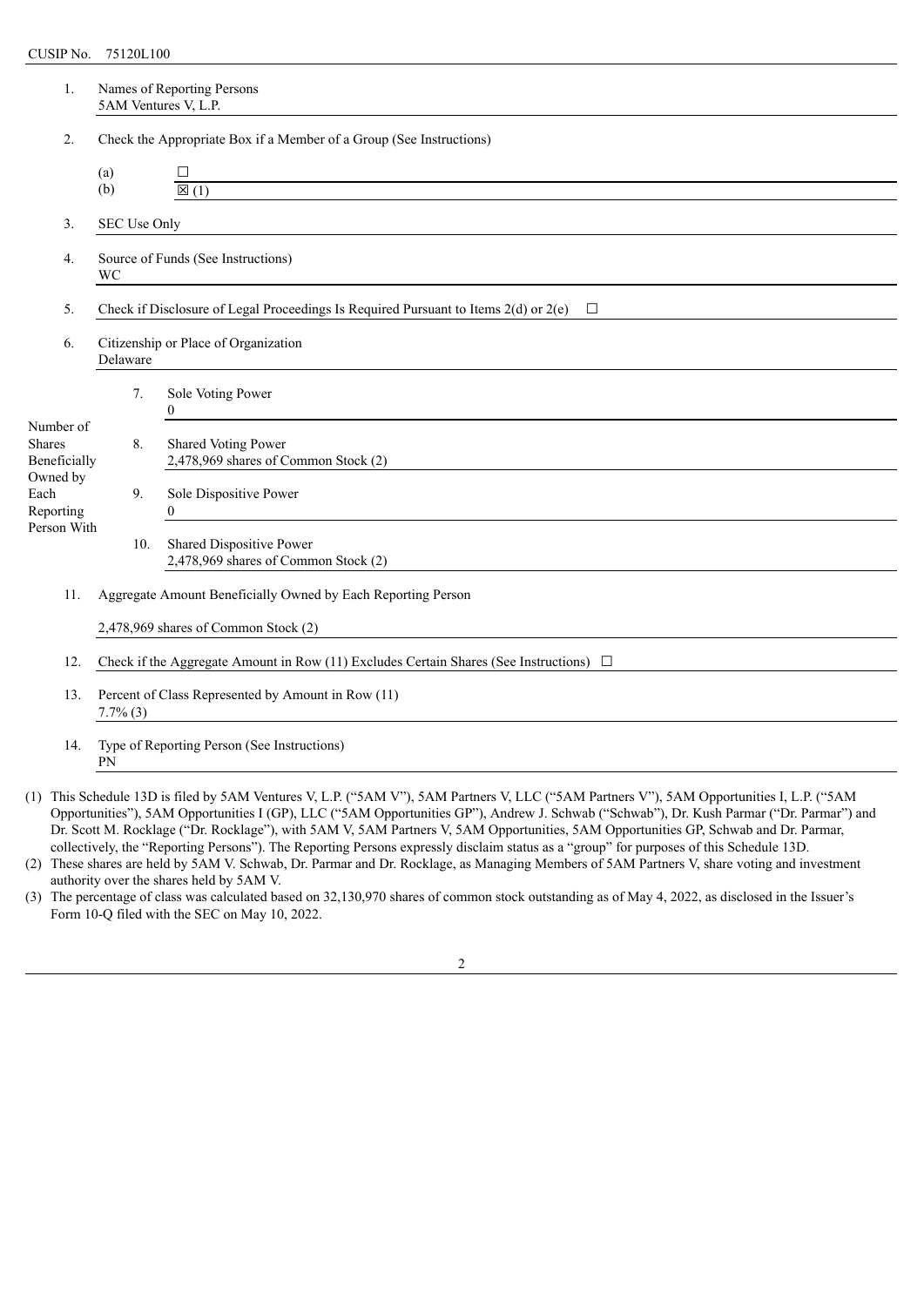CUSIP No. 75120L100

| | | | |
|---|---|---|---|
| 1. | Names of Reporting Persons<br>5AM Ventures V, L.P. | | |
| 2. | Check the Appropriate Box if a Member of a Group (See Instructions) | | |
| | (a) ☐<br>(b) ☒ (1) | | |
| 3. | SEC Use Only | | |
| 4. | Source of Funds (See Instructions)<br>WC | | |
| 5. | Check if Disclosure of Legal Proceedings Is Required Pursuant to Items 2(d) or 2(e) ☐ | | |
| 6. | Citizenship or Place of Organization<br>Delaware | | |
| Number of Shares Beneficially Owned by Each Reporting Person With | 7. | Sole Voting Power<br>0 | |
| | 8. | Shared Voting Power<br>2,478,969 shares of Common Stock (2) | |
| | 9. | Sole Dispositive Power<br>0 | |
| | 10. | Shared Dispositive Power<br>2,478,969 shares of Common Stock (2) | |
| 11. | Aggregate Amount Beneficially Owned by Each Reporting Person<br>2,478,969 shares of Common Stock (2) | | |
| 12. | Check if the Aggregate Amount in Row (11) Excludes Certain Shares (See Instructions) ☐ | | |
| 13. | Percent of Class Represented by Amount in Row (11)<br>7.7% (3) | | |
| 14. | Type of Reporting Person (See Instructions)<br>PN | | |

(1) This Schedule 13D is filed by 5AM Ventures V, L.P. ("5AM V"), 5AM Partners V, LLC ("5AM Partners V"), 5AM Opportunities I, L.P. ("5AM Opportunities"), 5AM Opportunities I (GP), LLC ("5AM Opportunities GP"), Andrew J. Schwab ("Schwab"), Dr. Kush Parmar ("Dr. Parmar") and Dr. Scott M. Rocklage ("Dr. Rocklage"), with 5AM V, 5AM Partners V, 5AM Opportunities, 5AM Opportunities GP, Schwab and Dr. Parmar, collectively, the "Reporting Persons"). The Reporting Persons expressly disclaim status as a "group" for purposes of this Schedule 13D.

(2) These shares are held by 5AM V. Schwab, Dr. Parmar and Dr. Rocklage, as Managing Members of 5AM Partners V, share voting and investment authority over the shares held by 5AM V.

(3) The percentage of class was calculated based on 32,130,970 shares of common stock outstanding as of May 4, 2022, as disclosed in the Issuer's Form 10-Q filed with the SEC on May 10, 2022.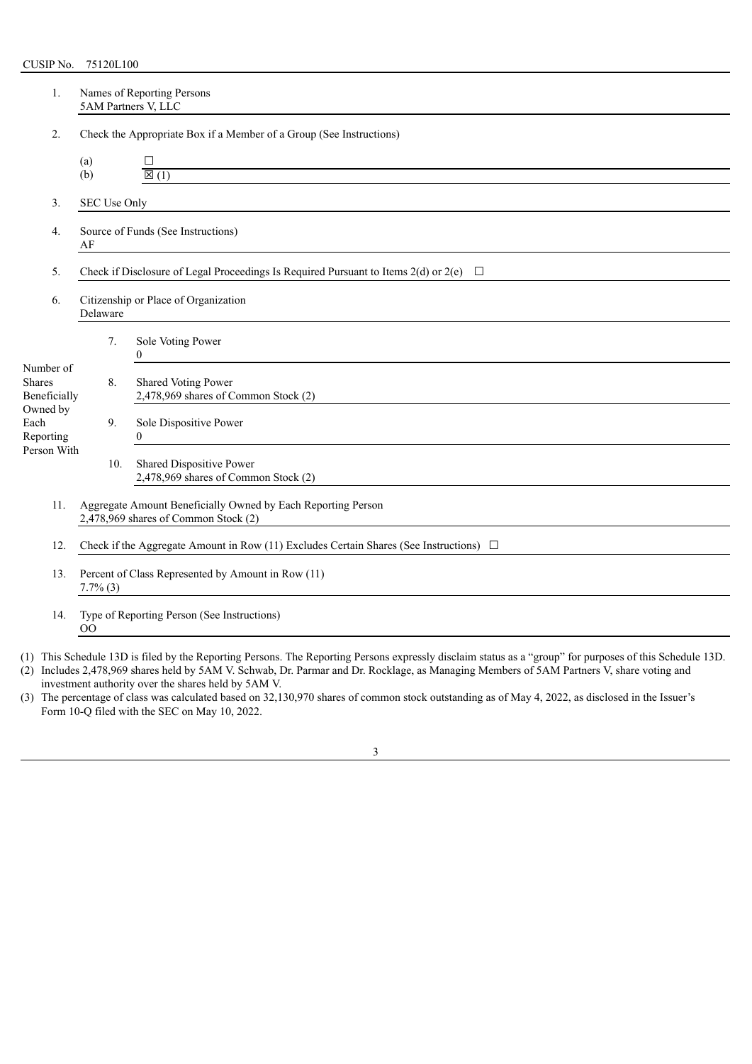CUSIP No. 75120L100

| | | | |
|---|---|---|---|
| 1. | Names of Reporting Persons<br>5AM Partners V, LLC | | |
| 2. | Check the Appropriate Box if a Member of a Group (See Instructions)<br>(a) ☐<br>(b) ☒ (1) | | |
| 3. | SEC Use Only | | |
| 4. | Source of Funds (See Instructions)<br>AF | | |
| 5. | Check if Disclosure of Legal Proceedings Is Required Pursuant to Items 2(d) or 2(e) ☐ | | |
| 6. | Citizenship or Place of Organization<br>Delaware | | |
| Number of Shares Beneficially Owned by Each Reporting Person With | 7. | Sole Voting Power<br>0 | |
| | 8. | Shared Voting Power<br>2,478,969 shares of Common Stock (2) | |
| | 9. | Sole Dispositive Power<br>0 | |
| | 10. | Shared Dispositive Power<br>2,478,969 shares of Common Stock (2) | |
| 11. | Aggregate Amount Beneficially Owned by Each Reporting Person<br>2,478,969 shares of Common Stock (2) | | |
| 12. | Check if the Aggregate Amount in Row (11) Excludes Certain Shares (See Instructions) ☐ | | |
| 13. | Percent of Class Represented by Amount in Row (11)<br>7.7% (3) | | |
| 14. | Type of Reporting Person (See Instructions)<br>OO | | |

(1) This Schedule 13D is filed by the Reporting Persons. The Reporting Persons expressly disclaim status as a "group" for purposes of this Schedule 13D.

(2) Includes 2,478,969 shares held by 5AM V. Schwab, Dr. Parmar and Dr. Rocklage, as Managing Members of 5AM Partners V, share voting and investment authority over the shares held by 5AM V.

(3) The percentage of class was calculated based on 32,130,970 shares of common stock outstanding as of May 4, 2022, as disclosed in the Issuer's Form 10-Q filed with the SEC on May 10, 2022.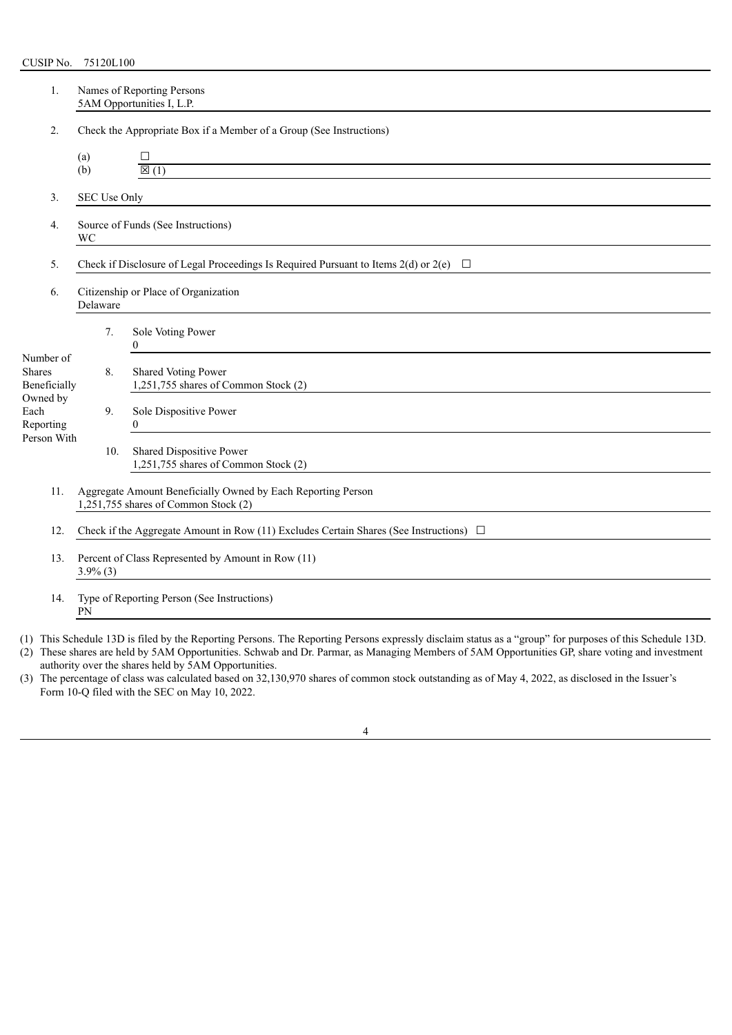CUSIP No. 75120L100

| | | |
|---|---|---|
| 1. | Names of Reporting Persons<br>5AM Opportunities I, L.P. | |
| 2. | Check the Appropriate Box if a Member of a Group (See Instructions)<br>(a) ☐<br>(b) ☒ (1) | |
| 3. | SEC Use Only | |
| 4. | Source of Funds (See Instructions)<br>WC | |
| 5. | Check if Disclosure of Legal Proceedings Is Required Pursuant to Items 2(d) or 2(e) ☐ | |
| 6. | Citizenship or Place of Organization<br>Delaware | |
| Number of Shares Beneficially Owned by Each Reporting Person With | 7. | Sole Voting Power<br>0 |
| | 8. | Shared Voting Power<br>1,251,755 shares of Common Stock (2) |
| | 9. | Sole Dispositive Power<br>0 |
| | 10. | Shared Dispositive Power<br>1,251,755 shares of Common Stock (2) |
| 11. | Aggregate Amount Beneficially Owned by Each Reporting Person<br>1,251,755 shares of Common Stock (2) | |
| 12. | Check if the Aggregate Amount in Row (11) Excludes Certain Shares (See Instructions) ☐ | |
| 13. | Percent of Class Represented by Amount in Row (11)<br>3.9% (3) | |
| 14. | Type of Reporting Person (See Instructions)<br>PN | |

(1) This Schedule 13D is filed by the Reporting Persons. The Reporting Persons expressly disclaim status as a "group" for purposes of this Schedule 13D.

(2) These shares are held by 5AM Opportunities. Schwab and Dr. Parmar, as Managing Members of 5AM Opportunities GP, share voting and investment authority over the shares held by 5AM Opportunities.

(3) The percentage of class was calculated based on 32,130,970 shares of common stock outstanding as of May 4, 2022, as disclosed in the Issuer's Form 10-Q filed with the SEC on May 10, 2022.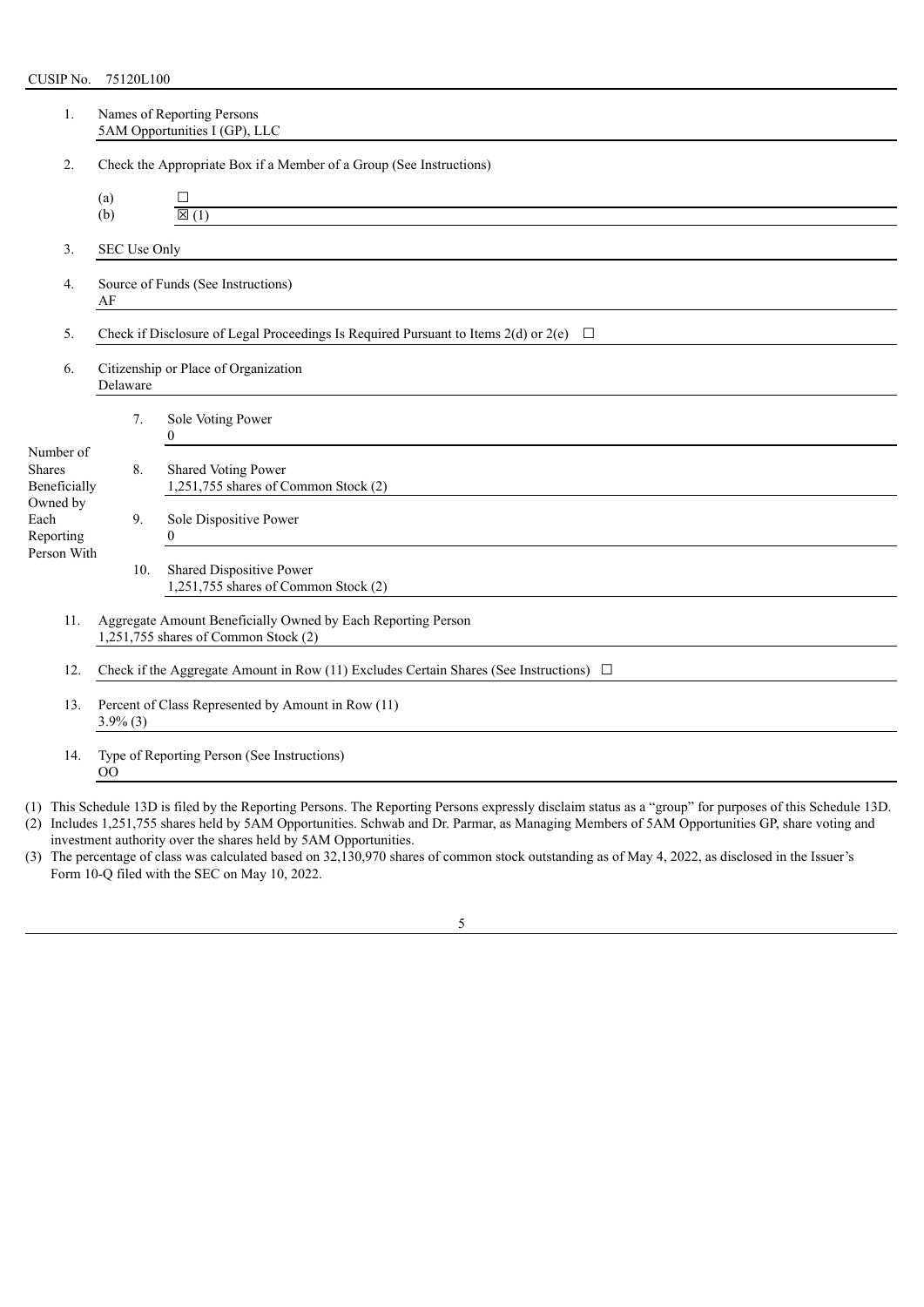CUSIP No. 75120L100

| | | |
|---|---|---|
| 1. | Names of Reporting Persons<br>5AM Opportunities I (GP), LLC | |
| 2. | Check the Appropriate Box if a Member of a Group (See Instructions)<br>(a) ☐<br>(b) ☒ (1) | |
| 3. | SEC Use Only | |
| 4. | Source of Funds (See Instructions)<br>AF | |
| 5. | Check if Disclosure of Legal Proceedings Is Required Pursuant to Items 2(d) or 2(e) ☐ | |
| 6. | Citizenship or Place of Organization<br>Delaware | |
| Number of Shares Beneficially Owned by Each Reporting Person With | 7. | Sole Voting Power<br>0 |
| | 8. | Shared Voting Power<br>1,251,755 shares of Common Stock (2) |
| | 9. | Sole Dispositive Power<br>0 |
| | 10. | Shared Dispositive Power<br>1,251,755 shares of Common Stock (2) |
| 11. | Aggregate Amount Beneficially Owned by Each Reporting Person<br>1,251,755 shares of Common Stock (2) | |
| 12. | Check if the Aggregate Amount in Row (11) Excludes Certain Shares (See Instructions) ☐ | |
| 13. | Percent of Class Represented by Amount in Row (11)<br>3.9% (3) | |
| 14. | Type of Reporting Person (See Instructions)<br>OO | |

(1) This Schedule 13D is filed by the Reporting Persons. The Reporting Persons expressly disclaim status as a "group" for purposes of this Schedule 13D.

(2) Includes 1,251,755 shares held by 5AM Opportunities. Schwab and Dr. Parmar, as Managing Members of 5AM Opportunities GP, share voting and investment authority over the shares held by 5AM Opportunities.

(3) The percentage of class was calculated based on 32,130,970 shares of common stock outstanding as of May 4, 2022, as disclosed in the Issuer's Form 10-Q filed with the SEC on May 10, 2022.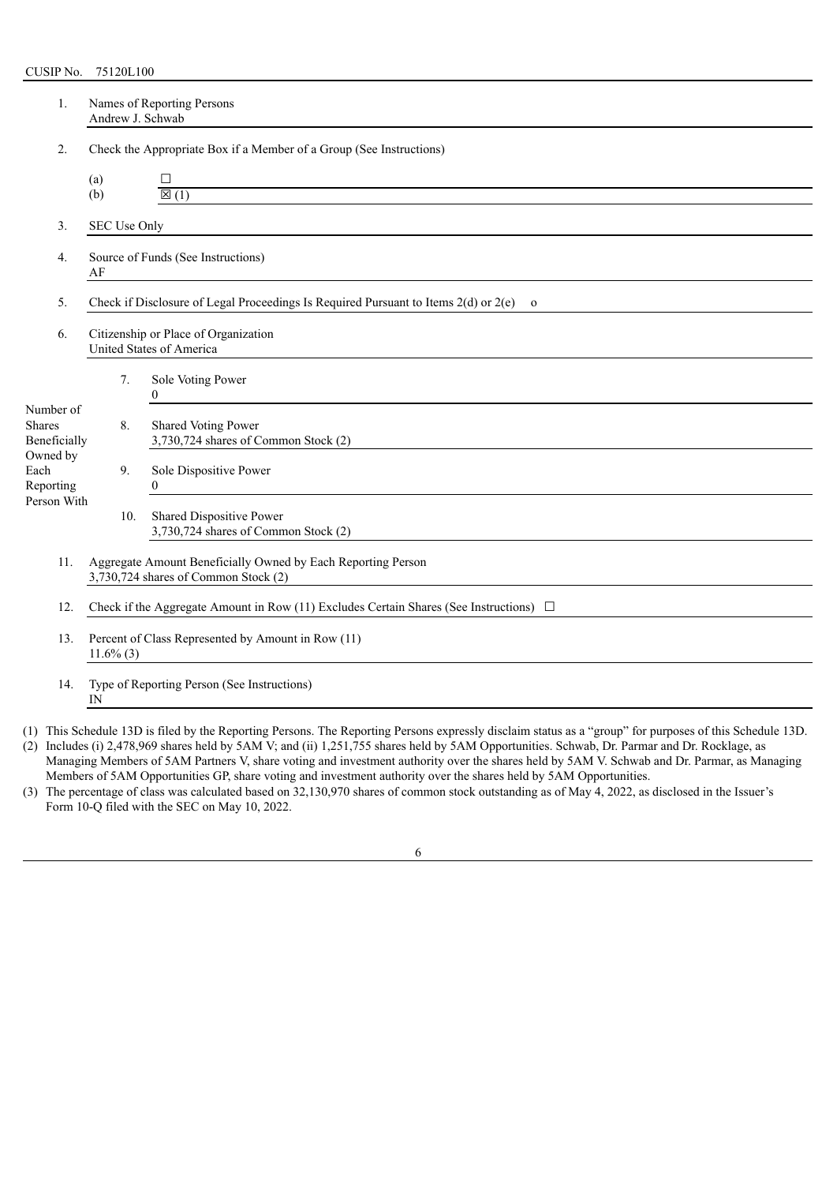CUSIP No. 75120L100

| | | |
|---|---|---|
| 1. | Names of Reporting Persons<br>Andrew J. Schwab | |
| 2. | Check the Appropriate Box if a Member of a Group (See Instructions) | |
| | (a) | ☐ |
| | (b) | ☒ (1) |
| 3. | SEC Use Only | |
| 4. | Source of Funds (See Instructions)<br>AF | |
| 5. | Check if Disclosure of Legal Proceedings Is Required Pursuant to Items 2(d) or 2(e) o | |
| 6. | Citizenship or Place of Organization<br>United States of America | |

| Number of Shares Beneficially Owned by Each Reporting Person With | | |
|---|---|---|
| | 7. | Sole Voting Power<br>0 |
| | 8. | Shared Voting Power<br>3,730,724 shares of Common Stock (2) |
| | 9. | Sole Dispositive Power<br>0 |
| | 10. | Shared Dispositive Power<br>3,730,724 shares of Common Stock (2) |

| | |
|---|---|
| 11. | Aggregate Amount Beneficially Owned by Each Reporting Person<br>3,730,724 shares of Common Stock (2) |
| 12. | Check if the Aggregate Amount in Row (11) Excludes Certain Shares (See Instructions) ☐ |
| 13. | Percent of Class Represented by Amount in Row (11)<br>11.6% (3) |
| 14. | Type of Reporting Person (See Instructions)<br>IN |

(1) This Schedule 13D is filed by the Reporting Persons. The Reporting Persons expressly disclaim status as a "group" for purposes of this Schedule 13D.

(2) Includes (i) 2,478,969 shares held by 5AM V; and (ii) 1,251,755 shares held by 5AM Opportunities. Schwab, Dr. Parmar and Dr. Rocklage, as Managing Members of 5AM Partners V, share voting and investment authority over the shares held by 5AM V. Schwab and Dr. Parmar, as Managing Members of 5AM Opportunities GP, share voting and investment authority over the shares held by 5AM Opportunities.

(3) The percentage of class was calculated based on 32,130,970 shares of common stock outstanding as of May 4, 2022, as disclosed in the Issuer's Form 10-Q filed with the SEC on May 10, 2022.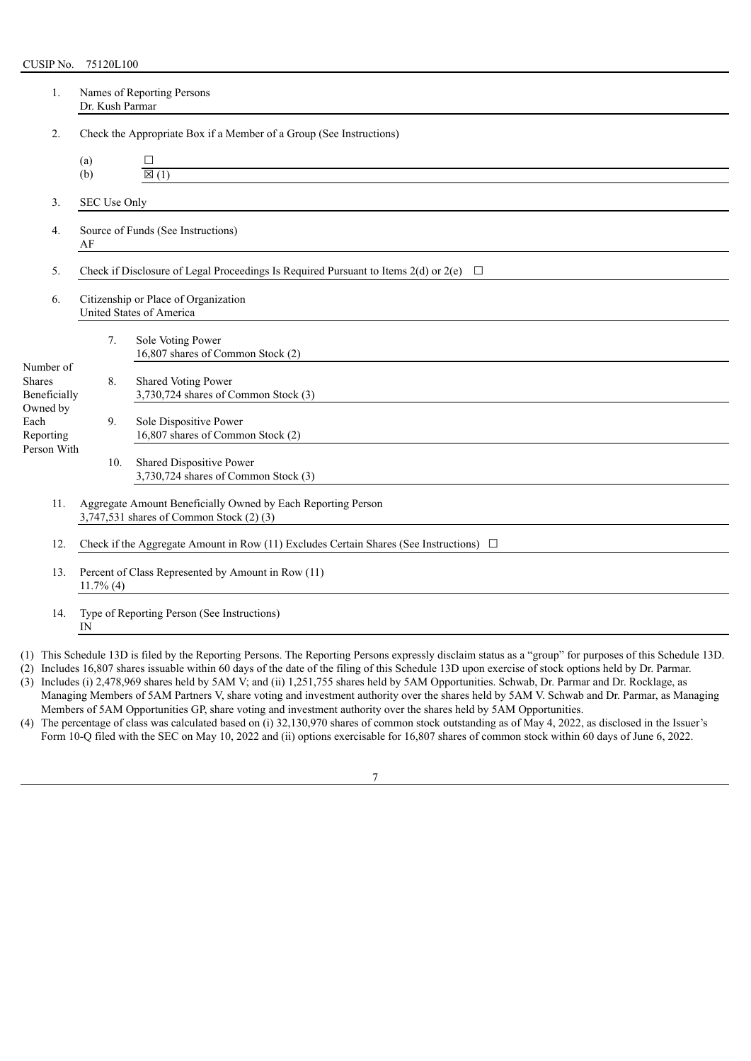CUSIP No. 75120L100

| | | | |
|---|---|---|---|
| 1. | Names of Reporting Persons<br>Dr. Kush Parmar | | |
| 2. | Check the Appropriate Box if a Member of a Group (See Instructions) | | |
| | (a) ☐<br>(b) ☒ (1) | | |
| 3. | SEC Use Only | | |
| 4. | Source of Funds (See Instructions)<br>AF | | |
| 5. | Check if Disclosure of Legal Proceedings Is Required Pursuant to Items 2(d) or 2(e) ☐ | | |
| 6. | Citizenship or Place of Organization<br>United States of America | | |
| Number of Shares Beneficially Owned by Each Reporting Person With | | 7. | Sole Voting Power<br>16,807 shares of Common Stock (2) |
| | | 8. | Shared Voting Power<br>3,730,724 shares of Common Stock (3) |
| | | 9. | Sole Dispositive Power<br>16,807 shares of Common Stock (2) |
| | | 10. | Shared Dispositive Power<br>3,730,724 shares of Common Stock (3) |
| 11. | Aggregate Amount Beneficially Owned by Each Reporting Person<br>3,747,531 shares of Common Stock (2) (3) | | |
| 12. | Check if the Aggregate Amount in Row (11) Excludes Certain Shares (See Instructions) ☐ | | |
| 13. | Percent of Class Represented by Amount in Row (11)<br>11.7% (4) | | |
| 14. | Type of Reporting Person (See Instructions)<br>IN | | |

(1) This Schedule 13D is filed by the Reporting Persons. The Reporting Persons expressly disclaim status as a "group" for purposes of this Schedule 13D.

(2) Includes 16,807 shares issuable within 60 days of the date of the filing of this Schedule 13D upon exercise of stock options held by Dr. Parmar.

(3) Includes (i) 2,478,969 shares held by 5AM V; and (ii) 1,251,755 shares held by 5AM Opportunities. Schwab, Dr. Parmar and Dr. Rocklage, as Managing Members of 5AM Partners V, share voting and investment authority over the shares held by 5AM V. Schwab and Dr. Parmar, as Managing Members of 5AM Opportunities GP, share voting and investment authority over the shares held by 5AM Opportunities.

(4) The percentage of class was calculated based on (i) 32,130,970 shares of common stock outstanding as of May 4, 2022, as disclosed in the Issuer's Form 10-Q filed with the SEC on May 10, 2022 and (ii) options exercisable for 16,807 shares of common stock within 60 days of June 6, 2022.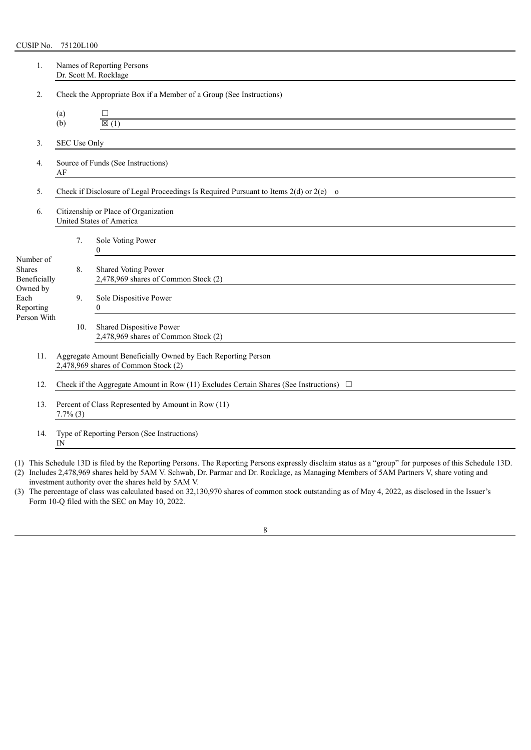CUSIP No. 75120L100

| | | | |
|---|---|---|---|
| 1. | Names of Reporting Persons<br>Dr. Scott M. Rocklage | | |
| 2. | Check the Appropriate Box if a Member of a Group (See Instructions)<br>(a) ☐<br>(b) ☒ (1) | | |
| 3. | SEC Use Only | | |
| 4. | Source of Funds (See Instructions)<br>AF | | |
| 5. | Check if Disclosure of Legal Proceedings Is Required Pursuant to Items 2(d) or 2(e) o | | |
| 6. | Citizenship or Place of Organization<br>United States of America | | |
| Number of Shares Beneficially Owned by Each Reporting Person With | 7. | Sole Voting Power<br>0 | |
| | 8. | Shared Voting Power<br>2,478,969 shares of Common Stock (2) | |
| | 9. | Sole Dispositive Power<br>0 | |
| | 10. | Shared Dispositive Power<br>2,478,969 shares of Common Stock (2) | |
| 11. | Aggregate Amount Beneficially Owned by Each Reporting Person<br>2,478,969 shares of Common Stock (2) | | |
| 12. | Check if the Aggregate Amount in Row (11) Excludes Certain Shares (See Instructions) ☐ | | |
| 13. | Percent of Class Represented by Amount in Row (11)<br>7.7% (3) | | |
| 14. | Type of Reporting Person (See Instructions)<br>IN | | |

(1) This Schedule 13D is filed by the Reporting Persons. The Reporting Persons expressly disclaim status as a "group" for purposes of this Schedule 13D.

(2) Includes 2,478,969 shares held by 5AM V. Schwab, Dr. Parmar and Dr. Rocklage, as Managing Members of 5AM Partners V, share voting and investment authority over the shares held by 5AM V.

(3) The percentage of class was calculated based on 32,130,970 shares of common stock outstanding as of May 4, 2022, as disclosed in the Issuer's Form 10-Q filed with the SEC on May 10, 2022.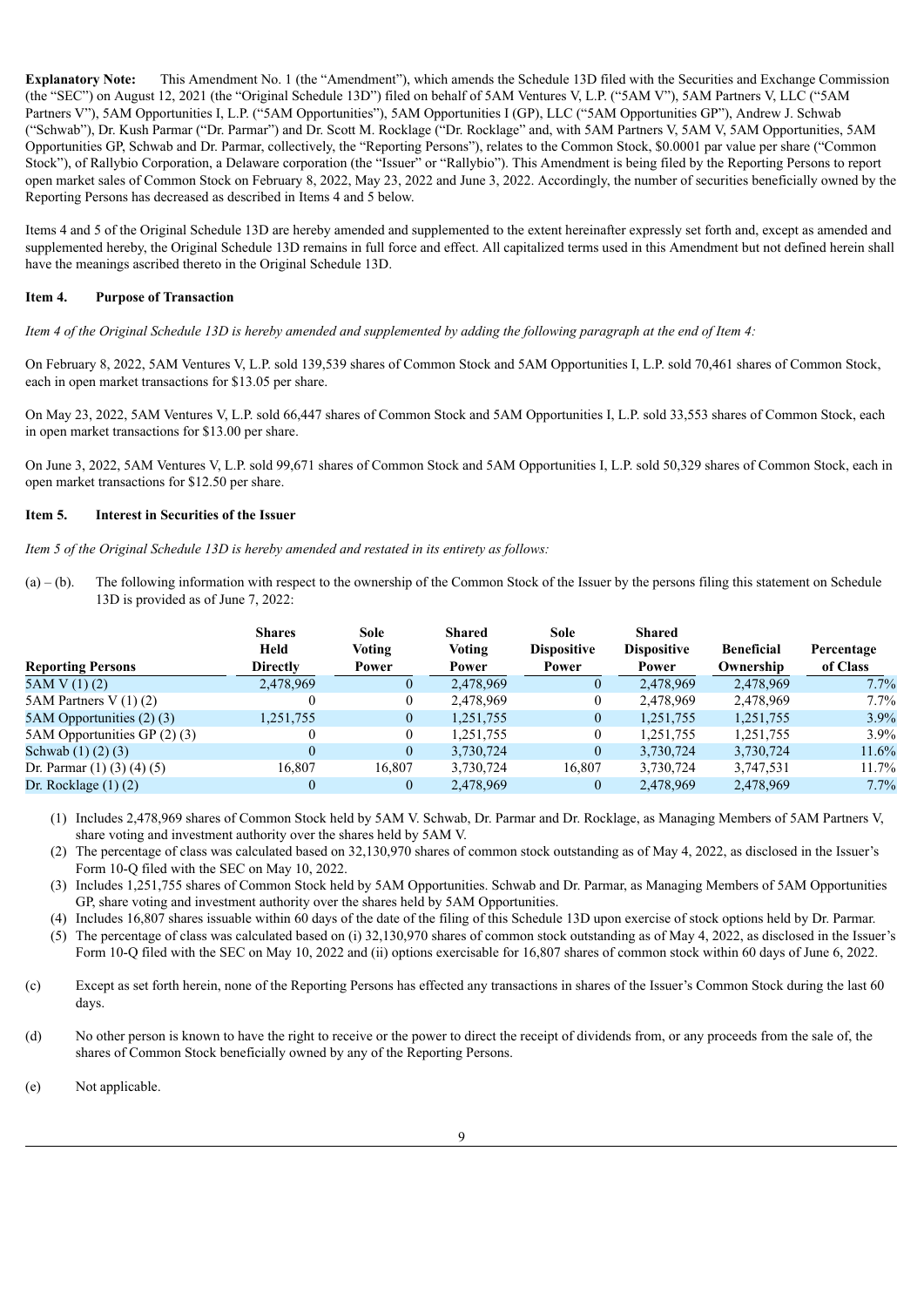**Explanatory Note:** This Amendment No. 1 (the "Amendment"), which amends the Schedule 13D filed with the Securities and Exchange Commission (the "SEC") on August 12, 2021 (the "Original Schedule 13D") filed on behalf of 5AM Ventures V, L.P. ("5AM V"), 5AM Partners V, LLC ("5AM Partners V"), 5AM Opportunities I, L.P. ("5AM Opportunities"), 5AM Opportunities I (GP), LLC ("5AM Opportunities GP"), Andrew J. Schwab ("Schwab"), Dr. Kush Parmar ("Dr. Parmar") and Dr. Scott M. Rocklage ("Dr. Rocklage" and, with 5AM Partners V, 5AM V, 5AM Opportunities, 5AM Opportunities GP, Schwab and Dr. Parmar, collectively, the "Reporting Persons"), relates to the Common Stock, $0.0001 par value per share ("Common Stock"), of Rallybio Corporation, a Delaware corporation (the "Issuer" or "Rallybio"). This Amendment is being filed by the Reporting Persons to report open market sales of Common Stock on February 8, 2022, May 23, 2022 and June 3, 2022. Accordingly, the number of securities beneficially owned by the Reporting Persons has decreased as described in Items 4 and 5 below.

Items 4 and 5 of the Original Schedule 13D are hereby amended and supplemented to the extent hereinafter expressly set forth and, except as amended and supplemented hereby, the Original Schedule 13D remains in full force and effect. All capitalized terms used in this Amendment but not defined herein shall have the meanings ascribed thereto in the Original Schedule 13D.

**Item 4. Purpose of Transaction**

*Item 4 of the Original Schedule 13D is hereby amended and supplemented by adding the following paragraph at the end of Item 4:*

On February 8, 2022, 5AM Ventures V, L.P. sold 139,539 shares of Common Stock and 5AM Opportunities I, L.P. sold 70,461 shares of Common Stock, each in open market transactions for $13.05 per share.

On May 23, 2022, 5AM Ventures V, L.P. sold 66,447 shares of Common Stock and 5AM Opportunities I, L.P. sold 33,553 shares of Common Stock, each in open market transactions for $13.00 per share.

On June 3, 2022, 5AM Ventures V, L.P. sold 99,671 shares of Common Stock and 5AM Opportunities I, L.P. sold 50,329 shares of Common Stock, each in open market transactions for $12.50 per share.

**Item 5. Interest in Securities of the Issuer**

*Item 5 of the Original Schedule 13D is hereby amended and restated in its entirety as follows:*

(a) – (b). The following information with respect to the ownership of the Common Stock of the Issuer by the persons filing this statement on Schedule 13D is provided as of June 7, 2022:

| Reporting Persons | Shares Held Directly | Sole Voting Power | Shared Voting Power | Sole Dispositive Power | Shared Dispositive Power | Beneficial Ownership | Percentage of Class |
|---|---|---|---|---|---|---|---|
| 5AM V (1) (2) | 2,478,969 | 0 | 2,478,969 | 0 | 2,478,969 | 2,478,969 | 7.7% |
| 5AM Partners V (1) (2) | 0 | 0 | 2,478,969 | 0 | 2,478,969 | 2,478,969 | 7.7% |
| 5AM Opportunities (2) (3) | 1,251,755 | 0 | 1,251,755 | 0 | 1,251,755 | 1,251,755 | 3.9% |
| 5AM Opportunities GP (2) (3) | 0 | 0 | 1,251,755 | 0 | 1,251,755 | 1,251,755 | 3.9% |
| Schwab (1) (2) (3) | 0 | 0 | 3,730,724 | 0 | 3,730,724 | 3,730,724 | 11.6% |
| Dr. Parmar (1) (3) (4) (5) | 16,807 | 16,807 | 3,730,724 | 16,807 | 3,730,724 | 3,747,531 | 11.7% |
| Dr. Rocklage (1) (2) | 0 | 0 | 2,478,969 | 0 | 2,478,969 | 2,478,969 | 7.7% |

(1) Includes 2,478,969 shares of Common Stock held by 5AM V. Schwab, Dr. Parmar and Dr. Rocklage, as Managing Members of 5AM Partners V, share voting and investment authority over the shares held by 5AM V.

(2) The percentage of class was calculated based on 32,130,970 shares of common stock outstanding as of May 4, 2022, as disclosed in the Issuer's Form 10-Q filed with the SEC on May 10, 2022.

(3) Includes 1,251,755 shares of Common Stock held by 5AM Opportunities. Schwab and Dr. Parmar, as Managing Members of 5AM Opportunities GP, share voting and investment authority over the shares held by 5AM Opportunities.

(4) Includes 16,807 shares issuable within 60 days of the date of the filing of this Schedule 13D upon exercise of stock options held by Dr. Parmar.

(5) The percentage of class was calculated based on (i) 32,130,970 shares of common stock outstanding as of May 4, 2022, as disclosed in the Issuer's Form 10-Q filed with the SEC on May 10, 2022 and (ii) options exercisable for 16,807 shares of common stock within 60 days of June 6, 2022.

(c) Except as set forth herein, none of the Reporting Persons has effected any transactions in shares of the Issuer's Common Stock during the last 60 days.

(d) No other person is known to have the right to receive or the power to direct the receipt of dividends from, or any proceeds from the sale of, the shares of Common Stock beneficially owned by any of the Reporting Persons.

(e) Not applicable.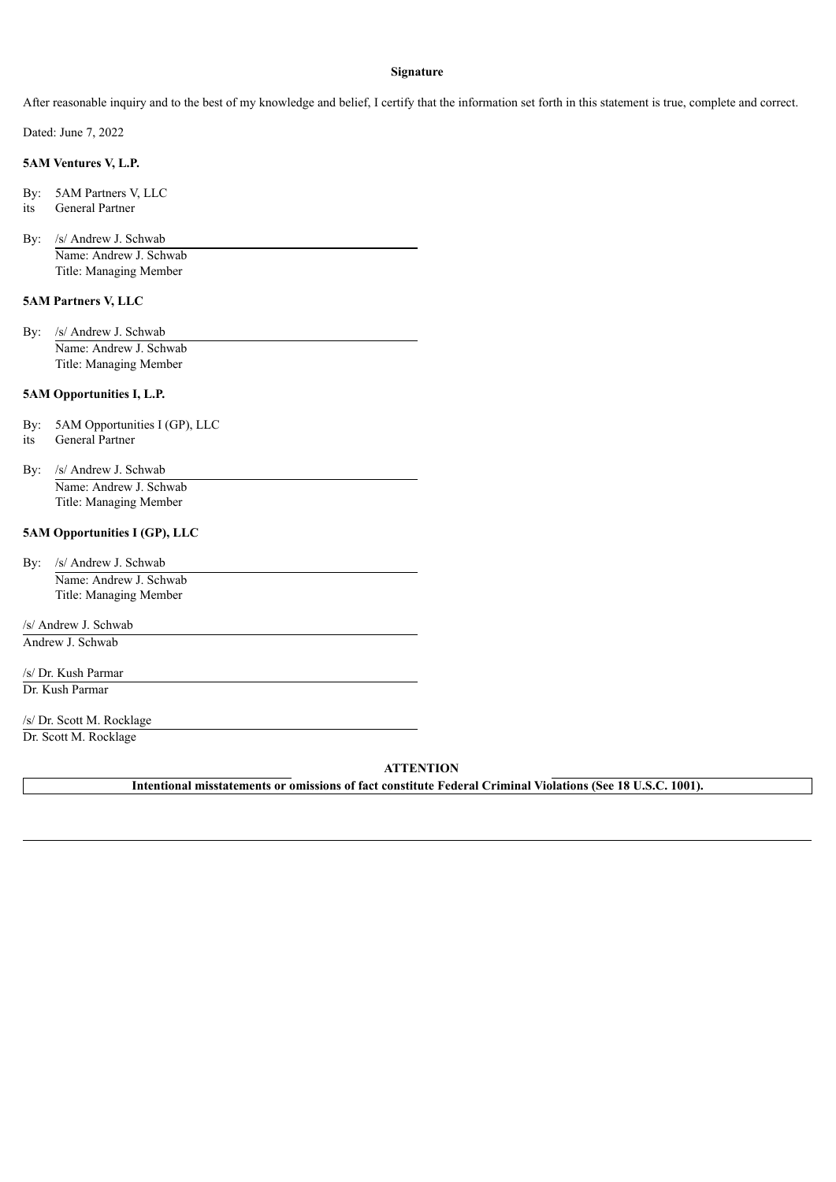**Signature**

After reasonable inquiry and to the best of my knowledge and belief, I certify that the information set forth in this statement is true, complete and correct.

Dated: June 7, 2022

**5AM Ventures V, L.P.**

By: 5AM Partners V, LLC
its General Partner

By: /s/ Andrew J. Schwab
Name: Andrew J. Schwab
Title: Managing Member

**5AM Partners V, LLC**

By: /s/ Andrew J. Schwab
Name: Andrew J. Schwab
Title: Managing Member

**5AM Opportunities I, L.P.**

By: 5AM Opportunities I (GP), LLC
its General Partner

By: /s/ Andrew J. Schwab
Name: Andrew J. Schwab
Title: Managing Member

**5AM Opportunities I (GP), LLC**

By: /s/ Andrew J. Schwab
Name: Andrew J. Schwab
Title: Managing Member

/s/ Andrew J. Schwab
Andrew J. Schwab

/s/ Dr. Kush Parmar
Dr. Kush Parmar

/s/ Dr. Scott M. Rocklage
Dr. Scott M. Rocklage

**ATTENTION**

**Intentional misstatements or omissions of fact constitute Federal Criminal Violations (See 18 U.S.C. 1001).**